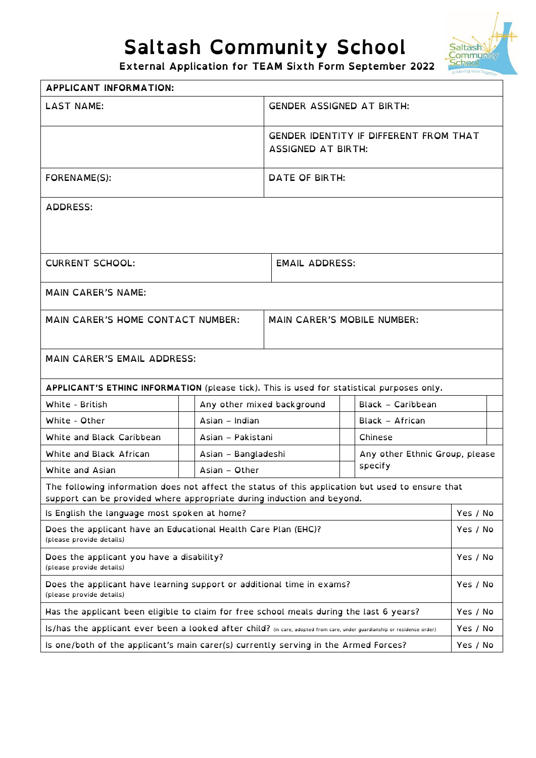# Saltash Community School

**External Application for TEAM Sixth Form September 2022**

| APPLICANT INFORMATION: | |
|---|---|
| LAST NAME: | GENDER ASSIGNED AT BIRTH: |
| | GENDER IDENTITY IF DIFFERENT FROM THAT ASSIGNED AT BIRTH: |
| FORENAME(S): | DATE OF BIRTH: |
| ADDRESS: | |
| CURRENT SCHOOL: | EMAIL ADDRESS: |
| MAIN CARER'S NAME: | |
| MAIN CARER'S HOME CONTACT NUMBER: | MAIN CARER'S MOBILE NUMBER: |
| MAIN CARER'S EMAIL ADDRESS: | |

**APPLICANT'S ETHINC INFORMATION** (please tick). This is used for statistical purposes only.

| | | | | | |
|---|---|---|---|---|---|
| White - British | | Any other mixed background | | Black – Caribbean | |
| White - Other | | Asian – Indian | | Black – African | |
| White and Black Caribbean | | Asian – Pakistani | | Chinese | |
| White and Black African | | Asian – Bangladeshi | | Any other Ethnic Group, please specify | |
| White and Asian | | Asian – Other | | | |

The following information does not affect the status of this application but used to ensure that support can be provided where appropriate during induction and beyond.

| | |
|---|---|
| Is English the language most spoken at home? | Yes / No |
| Does the applicant have an Educational Health Care Plan (EHC)? (please provide details) | Yes / No |
| Does the applicant you have a disability? (please provide details) | Yes / No |
| Does the applicant have learning support or additional time in exams? (please provide details) | Yes / No |
| Has the applicant been eligible to claim for free school meals during the last 6 years? | Yes / No |
| Is/has the applicant ever been a looked after child? (in care, adopted from care, under guardianship or residence order) | Yes / No |
| Is one/both of the applicant's main carer(s) currently serving in the Armed Forces? | Yes / No |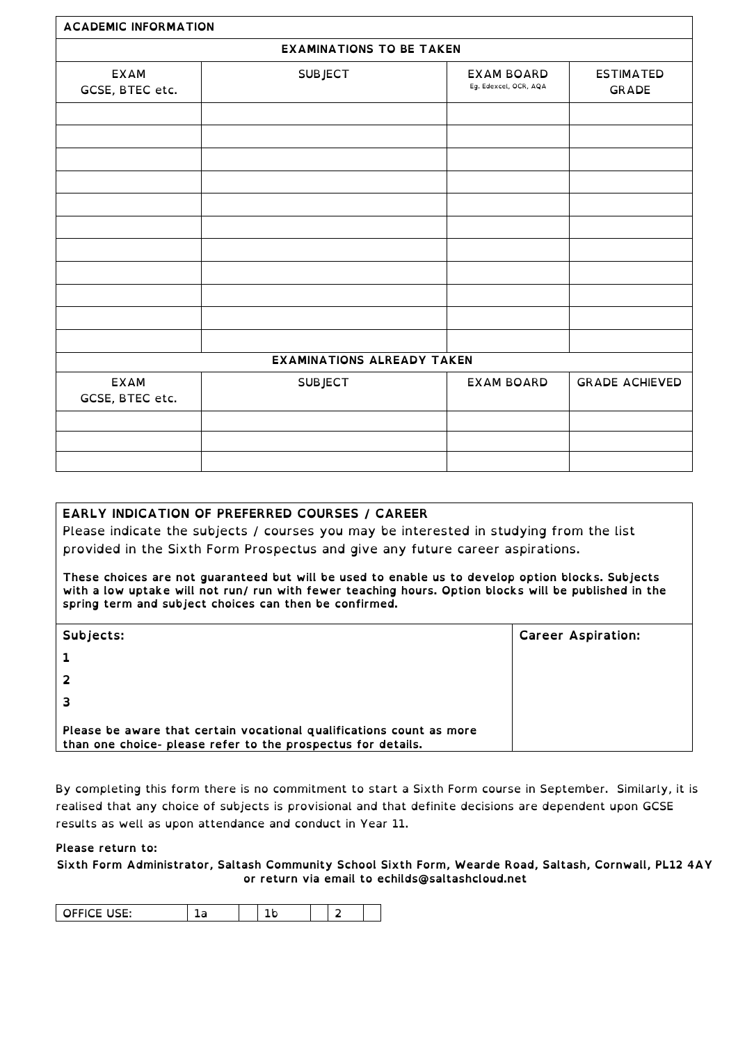## ACADEMIC INFORMATION

### EXAMINATIONS TO BE TAKEN

| EXAM<br>GCSE, BTEC etc. | SUBJECT | EXAM BOARD<br>Eg. Edexcel, OCR, AQA | ESTIMATED GRADE |
|---|---|---|---|
| | | | |
| | | | |
| | | | |
| | | | |
| | | | |
| | | | |
| | | | |
| | | | |
| | | | |
| | | | |
| | | | |

### EXAMINATIONS ALREADY TAKEN

| EXAM<br>GCSE, BTEC etc. | SUBJECT | EXAM BOARD | GRADE ACHIEVED |
|---|---|---|---|
| | | | |
| | | | |
| | | | |

## EARLY INDICATION OF PREFERRED COURSES / CAREER

Please indicate the subjects / courses you may be interested in studying from the list provided in the Sixth Form Prospectus and give any future career aspirations.

**These choices are not guaranteed but will be used to enable us to develop option blocks. Subjects with a low uptake will not run/ run with fewer teaching hours. Option blocks will be published in the spring term and subject choices can then be confirmed.**

| Subjects: | Career Aspiration: |
|---|---|
| 1 | |
| 2 | |
| 3 | |
| **Please be aware that certain vocational qualifications count as more than one choice- please refer to the prospectus for details.** | |

By completing this form there is no commitment to start a Sixth Form course in September. Similarly, it is realised that any choice of subjects is provisional and that definite decisions are dependent upon GCSE results as well as upon attendance and conduct in Year 11.

**Please return to:**

**Sixth Form Administrator, Saltash Community School Sixth Form, Wearde Road, Saltash, Cornwall, PL12 4AY or return via email to echilds@saltashcloud.net**

| OFFICE USE: | 1a | | 1b | | 2 | |
|---|---|---|---|---|---|---|